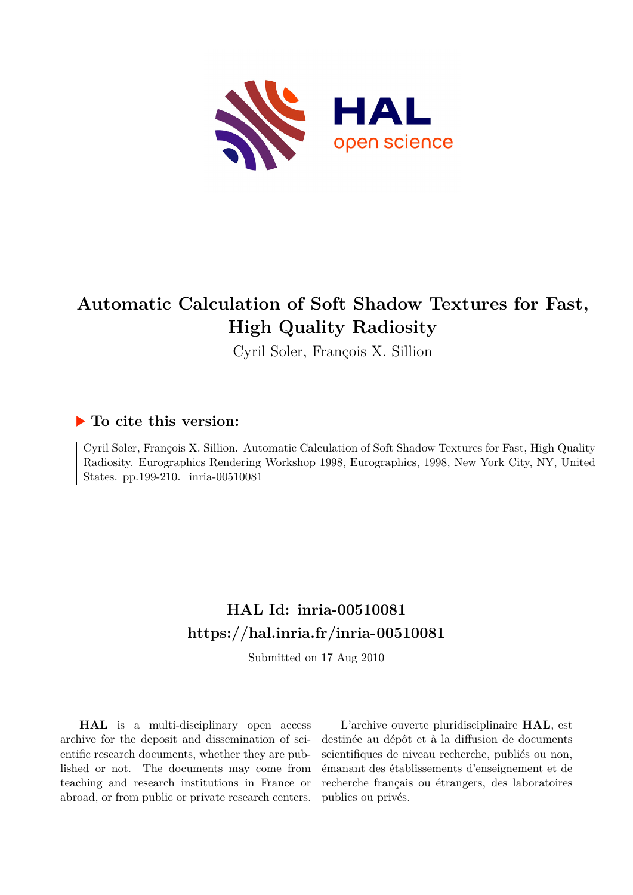# Automatic Calculation of Soft Shadow Textures for Fast, High Quality Radiosity

Cyril Soler, François X. Sillion

## ▶ To cite this version:

Cyril Soler, François X. Sillion. Automatic Calculation of Soft Shadow Textures for Fast, High Quality Radiosity. Eurographics Rendering Workshop 1998, Eurographics, 1998, New York City, NY, United States. pp.199-210. inria-00510081

## HAL Id: inria-00510081

## https://hal.inria.fr/inria-00510081

Submitted on 17 Aug 2010

**HAL** is a multi-disciplinary open access archive for the deposit and dissemination of scientific research documents, whether they are published or not. The documents may come from teaching and research institutions in France or abroad, or from public or private research centers.

L'archive ouverte pluridisciplinaire **HAL**, est destinée au dépôt et à la diffusion de documents scientifiques de niveau recherche, publiés ou non, émanant des établissements d'enseignement et de recherche français ou étrangers, des laboratoires publics ou privés.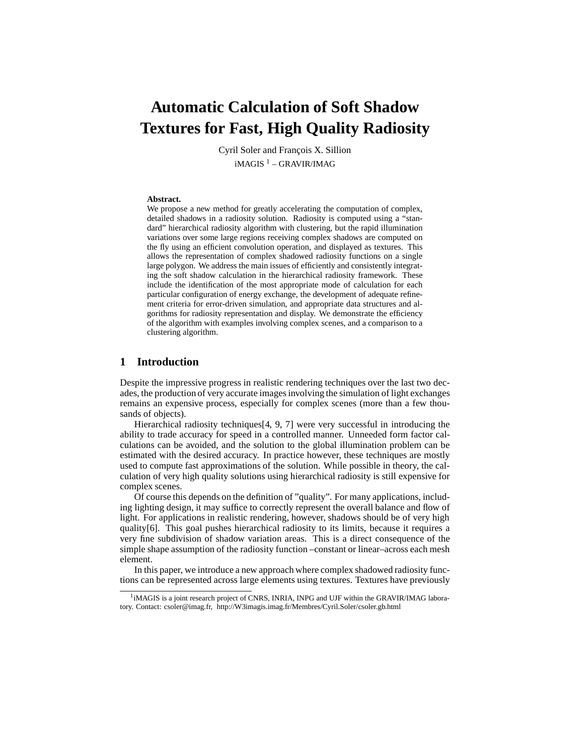# Automatic Calculation of Soft Shadow Textures for Fast, High Quality Radiosity

Cyril Soler and François X. Sillion

iMAGIS [1] – GRAVIR/IMAG

**Abstract.**

We propose a new method for greatly accelerating the computation of complex, detailed shadows in a radiosity solution. Radiosity is computed using a "standard" hierarchical radiosity algorithm with clustering, but the rapid illumination variations over some large regions receiving complex shadows are computed on the fly using an efficient convolution operation, and displayed as textures. This allows the representation of complex shadowed radiosity functions on a single large polygon. We address the main issues of efficiently and consistently integrating the soft shadow calculation in the hierarchical radiosity framework. These include the identification of the most appropriate mode of calculation for each particular configuration of energy exchange, the development of adequate refinement criteria for error-driven simulation, and appropriate data structures and algorithms for radiosity representation and display. We demonstrate the efficiency of the algorithm with examples involving complex scenes, and a comparison to a clustering algorithm.

## 1 Introduction

Despite the impressive progress in realistic rendering techniques over the last two decades, the production of very accurate images involving the simulation of light exchanges remains an expensive process, especially for complex scenes (more than a few thousands of objects).

Hierarchical radiosity techniques[4, 9, 7] were very successful in introducing the ability to trade accuracy for speed in a controlled manner. Unneeded form factor calculations can be avoided, and the solution to the global illumination problem can be estimated with the desired accuracy. In practice however, these techniques are mostly used to compute fast approximations of the solution. While possible in theory, the calculation of very high quality solutions using hierarchical radiosity is still expensive for complex scenes.

Of course this depends on the definition of "quality". For many applications, including lighting design, it may suffice to correctly represent the overall balance and flow of light. For applications in realistic rendering, however, shadows should be of very high quality[6]. This goal pushes hierarchical radiosity to its limits, because it requires a very fine subdivision of shadow variation areas. This is a direct consequence of the simple shape assumption of the radiosity function –constant or linear–across each mesh element.

In this paper, we introduce a new approach where complex shadowed radiosity functions can be represented across large elements using textures. Textures have previously

[1] iMAGIS is a joint research project of CNRS, INRIA, INPG and UJF within the GRAVIR/IMAG laboratory. Contact: csoler@imag.fr, http://W3imagis.imag.fr/Membres/Cyril.Soler/csoler.gb.html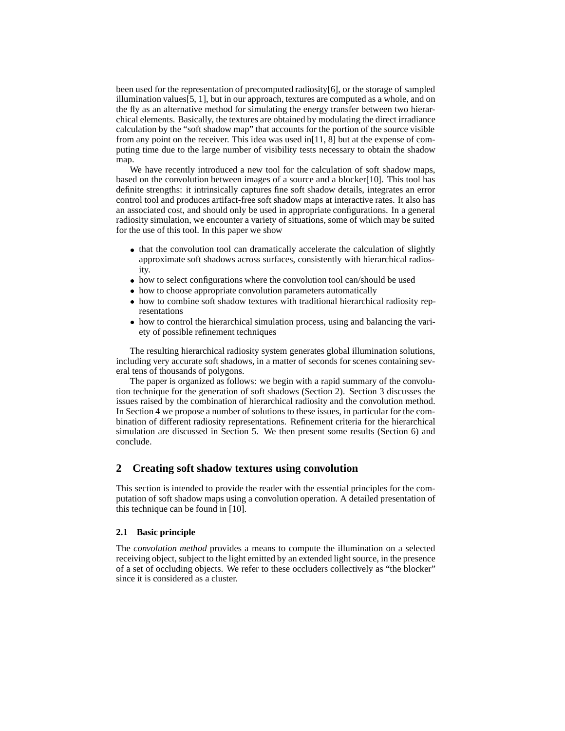been used for the representation of precomputed radiosity[6], or the storage of sampled illumination values[5, 1], but in our approach, textures are computed as a whole, and on the fly as an alternative method for simulating the energy transfer between two hierarchical elements. Basically, the textures are obtained by modulating the direct irradiance calculation by the "soft shadow map" that accounts for the portion of the source visible from any point on the receiver. This idea was used in[11, 8] but at the expense of computing time due to the large number of visibility tests necessary to obtain the shadow map.

We have recently introduced a new tool for the calculation of soft shadow maps, based on the convolution between images of a source and a blocker[10]. This tool has definite strengths: it intrinsically captures fine soft shadow details, integrates an error control tool and produces artifact-free soft shadow maps at interactive rates. It also has an associated cost, and should only be used in appropriate configurations. In a general radiosity simulation, we encounter a variety of situations, some of which may be suited for the use of this tool. In this paper we show

- that the convolution tool can dramatically accelerate the calculation of slightly approximate soft shadows across surfaces, consistently with hierarchical radiosity.
- how to select configurations where the convolution tool can/should be used
- how to choose appropriate convolution parameters automatically
- how to combine soft shadow textures with traditional hierarchical radiosity representations
- how to control the hierarchical simulation process, using and balancing the variety of possible refinement techniques

The resulting hierarchical radiosity system generates global illumination solutions, including very accurate soft shadows, in a matter of seconds for scenes containing several tens of thousands of polygons.

The paper is organized as follows: we begin with a rapid summary of the convolution technique for the generation of soft shadows (Section 2). Section 3 discusses the issues raised by the combination of hierarchical radiosity and the convolution method. In Section 4 we propose a number of solutions to these issues, in particular for the combination of different radiosity representations. Refinement criteria for the hierarchical simulation are discussed in Section 5. We then present some results (Section 6) and conclude.

## 2 Creating soft shadow textures using convolution

This section is intended to provide the reader with the essential principles for the computation of soft shadow maps using a convolution operation. A detailed presentation of this technique can be found in [10].

### 2.1 Basic principle

The *convolution method* provides a means to compute the illumination on a selected receiving object, subject to the light emitted by an extended light source, in the presence of a set of occluding objects. We refer to these occluders collectively as "the blocker" since it is considered as a cluster.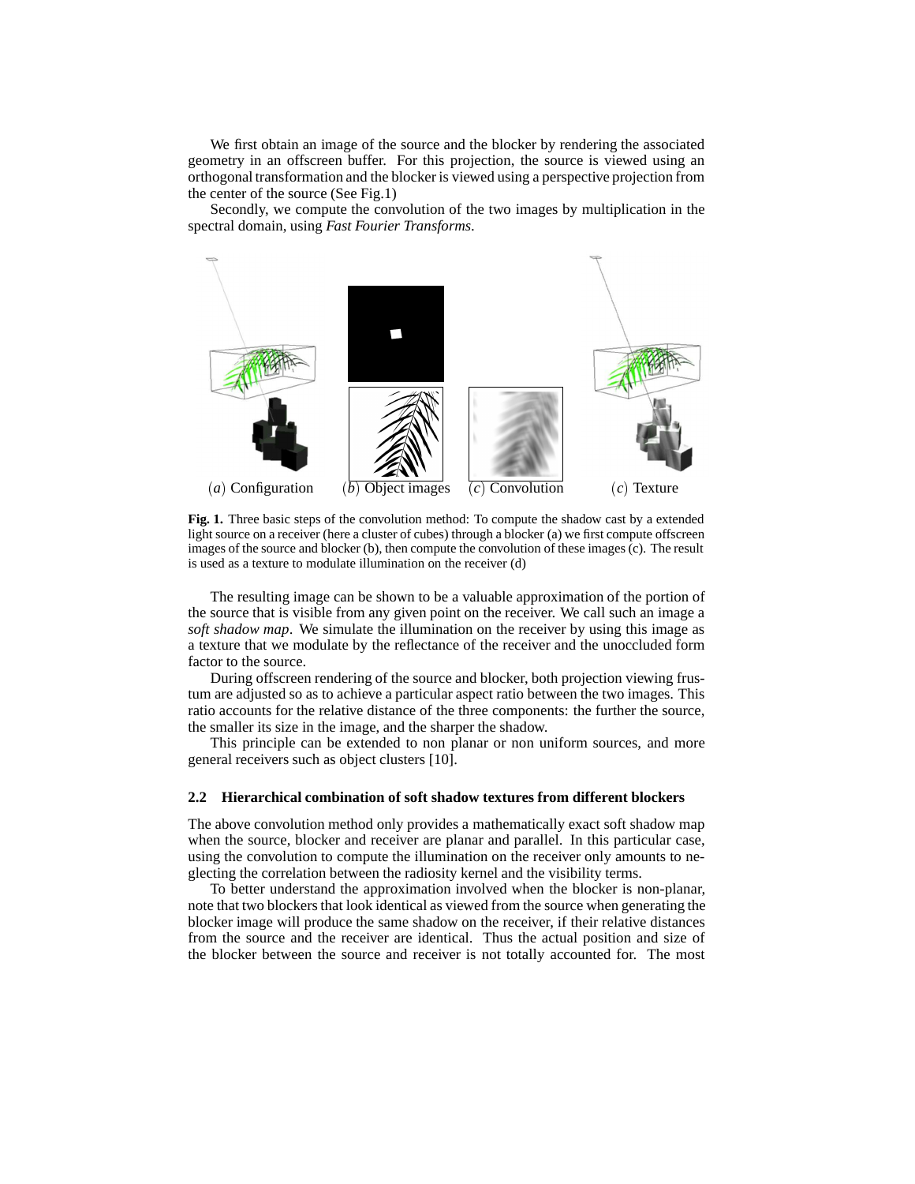We first obtain an image of the source and the blocker by rendering the associated geometry in an offscreen buffer. For this projection, the source is viewed using an orthogonal transformation and the blocker is viewed using a perspective projection from the center of the source (See Fig.1)

Secondly, we compute the convolution of the two images by multiplication in the spectral domain, using *Fast Fourier Transforms*.

$(a)$ Configuration $(b)$ Object images $(c)$ Convolution $(c)$ Texture

**Fig. 1.** Three basic steps of the convolution method: To compute the shadow cast by a extended light source on a receiver (here a cluster of cubes) through a blocker (a) we first compute offscreen images of the source and blocker (b), then compute the convolution of these images (c). The result is used as a texture to modulate illumination on the receiver (d)

The resulting image can be shown to be a valuable approximation of the portion of the source that is visible from any given point on the receiver. We call such an image a *soft shadow map*. We simulate the illumination on the receiver by using this image as a texture that we modulate by the reflectance of the receiver and the unoccluded form factor to the source.

During offscreen rendering of the source and blocker, both projection viewing frustum are adjusted so as to achieve a particular aspect ratio between the two images. This ratio accounts for the relative distance of the three components: the further the source, the smaller its size in the image, and the sharper the shadow.

This principle can be extended to non planar or non uniform sources, and more general receivers such as object clusters [10].

### 2.2 Hierarchical combination of soft shadow textures from different blockers

The above convolution method only provides a mathematically exact soft shadow map when the source, blocker and receiver are planar and parallel. In this particular case, using the convolution to compute the illumination on the receiver only amounts to neglecting the correlation between the radiosity kernel and the visibility terms.

To better understand the approximation involved when the blocker is non-planar, note that two blockers that look identical as viewed from the source when generating the blocker image will produce the same shadow on the receiver, if their relative distances from the source and the receiver are identical. Thus the actual position and size of the blocker between the source and receiver is not totally accounted for. The most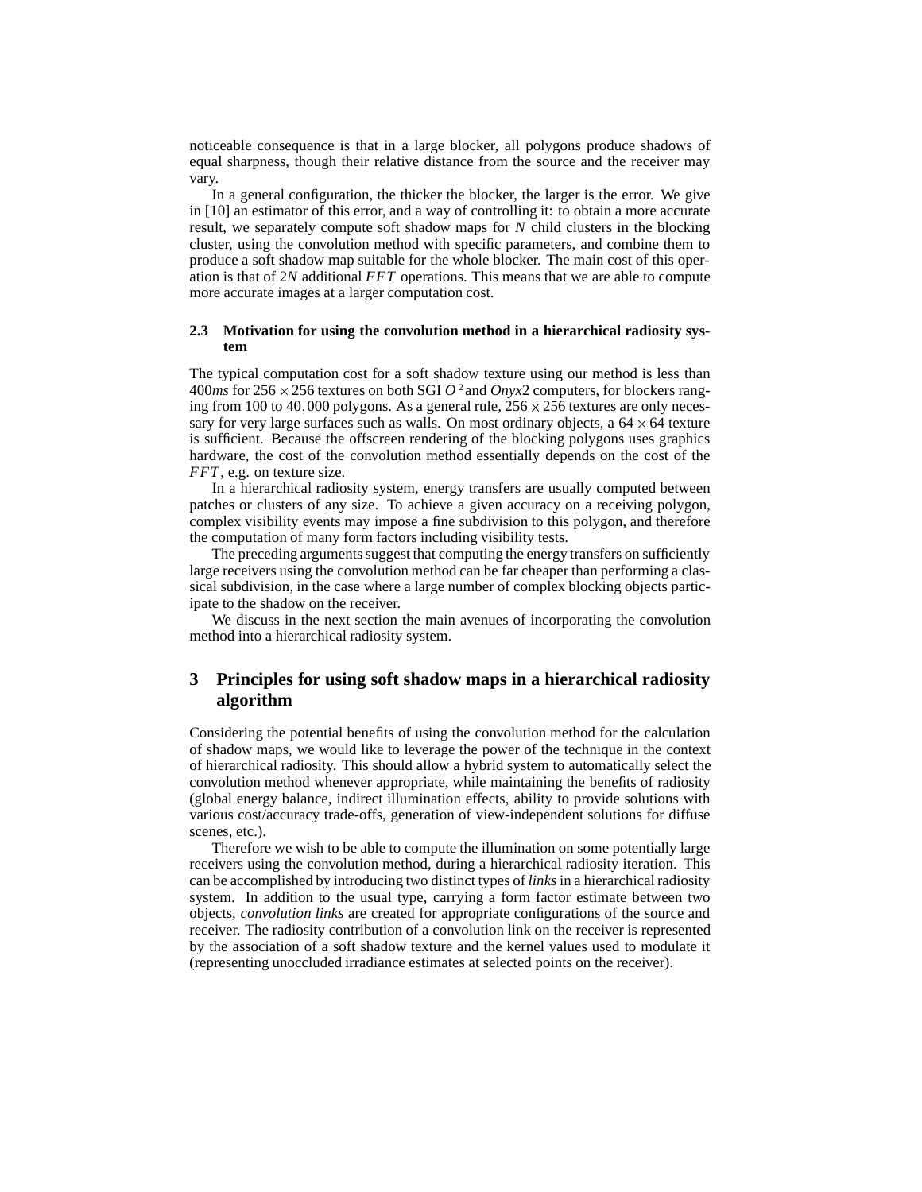noticeable consequence is that in a large blocker, all polygons produce shadows of equal sharpness, though their relative distance from the source and the receiver may vary.

In a general configuration, the thicker the blocker, the larger is the error. We give in [10] an estimator of this error, and a way of controlling it: to obtain a more accurate result, we separately compute soft shadow maps for $N$ child clusters in the blocking cluster, using the convolution method with specific parameters, and combine them to produce a soft shadow map suitable for the whole blocker. The main cost of this operation is that of $2N$ additional $FFT$ operations. This means that we are able to compute more accurate images at a larger computation cost.

### 2.3 Motivation for using the convolution method in a hierarchical radiosity system

The typical computation cost for a soft shadow texture using our method is less than $400ms$ for $256 \times 256$ textures on both SGI $O^2$ and *Onyx*2 computers, for blockers ranging from 100 to $40,000$ polygons. As a general rule, $256 \times 256$ textures are only necessary for very large surfaces such as walls. On most ordinary objects, a $64 \times 64$ texture is sufficient. Because the offscreen rendering of the blocking polygons uses graphics hardware, the cost of the convolution method essentially depends on the cost of the $FFT$, e.g. on texture size.

In a hierarchical radiosity system, energy transfers are usually computed between patches or clusters of any size. To achieve a given accuracy on a receiving polygon, complex visibility events may impose a fine subdivision to this polygon, and therefore the computation of many form factors including visibility tests.

The preceding arguments suggest that computing the energy transfers on sufficiently large receivers using the convolution method can be far cheaper than performing a classical subdivision, in the case where a large number of complex blocking objects participate to the shadow on the receiver.

We discuss in the next section the main avenues of incorporating the convolution method into a hierarchical radiosity system.

## 3 Principles for using soft shadow maps in a hierarchical radiosity algorithm

Considering the potential benefits of using the convolution method for the calculation of shadow maps, we would like to leverage the power of the technique in the context of hierarchical radiosity. This should allow a hybrid system to automatically select the convolution method whenever appropriate, while maintaining the benefits of radiosity (global energy balance, indirect illumination effects, ability to provide solutions with various cost/accuracy trade-offs, generation of view-independent solutions for diffuse scenes, etc.).

Therefore we wish to be able to compute the illumination on some potentially large receivers using the convolution method, during a hierarchical radiosity iteration. This can be accomplished by introducing two distinct types of *links* in a hierarchical radiosity system. In addition to the usual type, carrying a form factor estimate between two objects, *convolution links* are created for appropriate configurations of the source and receiver. The radiosity contribution of a convolution link on the receiver is represented by the association of a soft shadow texture and the kernel values used to modulate it (representing unoccluded irradiance estimates at selected points on the receiver).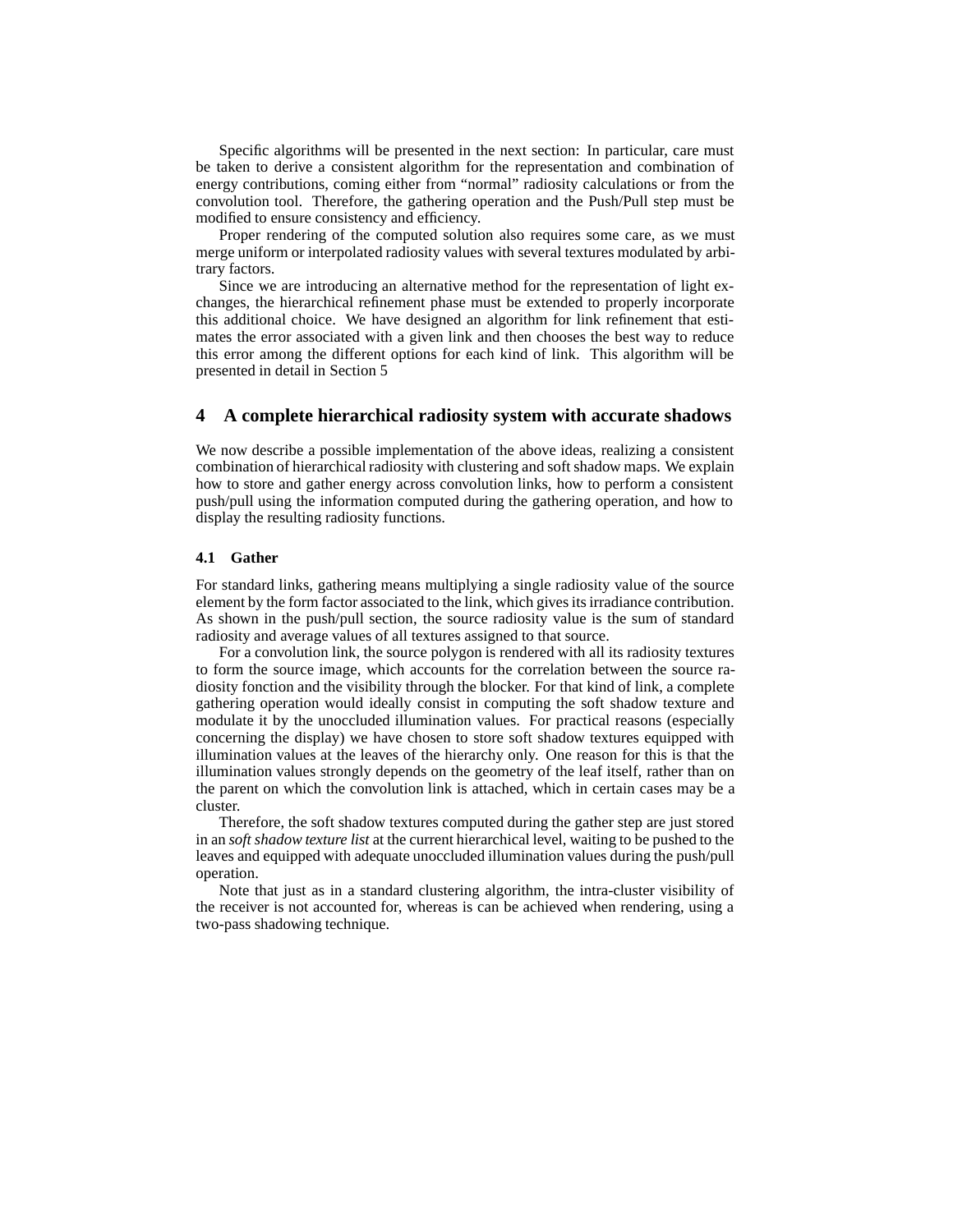Specific algorithms will be presented in the next section: In particular, care must be taken to derive a consistent algorithm for the representation and combination of energy contributions, coming either from "normal" radiosity calculations or from the convolution tool. Therefore, the gathering operation and the Push/Pull step must be modified to ensure consistency and efficiency.

Proper rendering of the computed solution also requires some care, as we must merge uniform or interpolated radiosity values with several textures modulated by arbitrary factors.

Since we are introducing an alternative method for the representation of light exchanges, the hierarchical refinement phase must be extended to properly incorporate this additional choice. We have designed an algorithm for link refinement that estimates the error associated with a given link and then chooses the best way to reduce this error among the different options for each kind of link. This algorithm will be presented in detail in Section 5

## 4 A complete hierarchical radiosity system with accurate shadows

We now describe a possible implementation of the above ideas, realizing a consistent combination of hierarchical radiosity with clustering and soft shadow maps. We explain how to store and gather energy across convolution links, how to perform a consistent push/pull using the information computed during the gathering operation, and how to display the resulting radiosity functions.

### 4.1 Gather

For standard links, gathering means multiplying a single radiosity value of the source element by the form factor associated to the link, which gives its irradiance contribution. As shown in the push/pull section, the source radiosity value is the sum of standard radiosity and average values of all textures assigned to that source.

For a convolution link, the source polygon is rendered with all its radiosity textures to form the source image, which accounts for the correlation between the source radiosity fonction and the visibility through the blocker. For that kind of link, a complete gathering operation would ideally consist in computing the soft shadow texture and modulate it by the unoccluded illumination values. For practical reasons (especially concerning the display) we have chosen to store soft shadow textures equipped with illumination values at the leaves of the hierarchy only. One reason for this is that the illumination values strongly depends on the geometry of the leaf itself, rather than on the parent on which the convolution link is attached, which in certain cases may be a cluster.

Therefore, the soft shadow textures computed during the gather step are just stored in an *soft shadow texture list* at the current hierarchical level, waiting to be pushed to the leaves and equipped with adequate unoccluded illumination values during the push/pull operation.

Note that just as in a standard clustering algorithm, the intra-cluster visibility of the receiver is not accounted for, whereas is can be achieved when rendering, using a two-pass shadowing technique.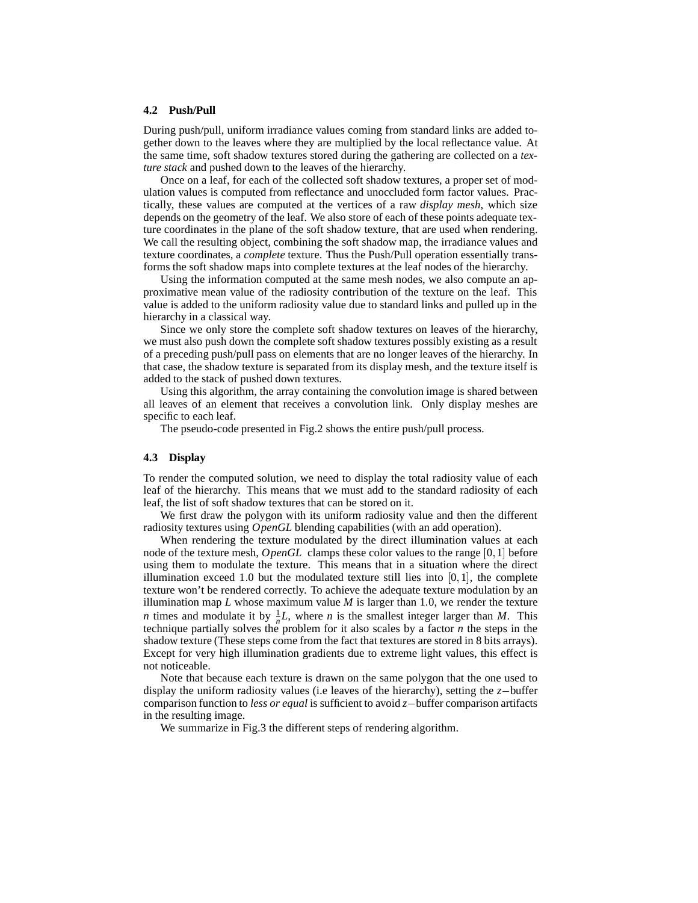### 4.2 Push/Pull

During push/pull, uniform irradiance values coming from standard links are added together down to the leaves where they are multiplied by the local reflectance value. At the same time, soft shadow textures stored during the gathering are collected on a *texture stack* and pushed down to the leaves of the hierarchy.

Once on a leaf, for each of the collected soft shadow textures, a proper set of modulation values is computed from reflectance and unoccluded form factor values. Practically, these values are computed at the vertices of a raw *display mesh*, which size depends on the geometry of the leaf. We also store of each of these points adequate texture coordinates in the plane of the soft shadow texture, that are used when rendering. We call the resulting object, combining the soft shadow map, the irradiance values and texture coordinates, a *complete* texture. Thus the Push/Pull operation essentially transforms the soft shadow maps into complete textures at the leaf nodes of the hierarchy.

Using the information computed at the same mesh nodes, we also compute an approximative mean value of the radiosity contribution of the texture on the leaf. This value is added to the uniform radiosity value due to standard links and pulled up in the hierarchy in a classical way.

Since we only store the complete soft shadow textures on leaves of the hierarchy, we must also push down the complete soft shadow textures possibly existing as a result of a preceding push/pull pass on elements that are no longer leaves of the hierarchy. In that case, the shadow texture is separated from its display mesh, and the texture itself is added to the stack of pushed down textures.

Using this algorithm, the array containing the convolution image is shared between all leaves of an element that receives a convolution link. Only display meshes are specific to each leaf.

The pseudo-code presented in Fig.2 shows the entire push/pull process.

### 4.3 Display

To render the computed solution, we need to display the total radiosity value of each leaf of the hierarchy. This means that we must add to the standard radiosity of each leaf, the list of soft shadow textures that can be stored on it.

We first draw the polygon with its uniform radiosity value and then the different radiosity textures using *OpenGL* blending capabilities (with an add operation).

When rendering the texture modulated by the direct illumination values at each node of the texture mesh, *OpenGL* clamps these color values to the range $[0,1]$ before using them to modulate the texture. This means that in a situation where the direct illumination exceed 1.0 but the modulated texture still lies into $[0,1]$, the complete texture won't be rendered correctly. To achieve the adequate texture modulation by an illumination map $L$ whose maximum value $M$ is larger than 1.0, we render the texture $n$ times and modulate it by $\frac{1}{n}L$, where $n$ is the smallest integer larger than $M$. This technique partially solves the problem for it also scales by a factor $n$ the steps in the shadow texture (These steps come from the fact that textures are stored in 8 bits arrays). Except for very high illumination gradients due to extreme light values, this effect is not noticeable.

Note that because each texture is drawn on the same polygon that the one used to display the uniform radiosity values (i.e leaves of the hierarchy), setting the $z-$buffer comparison function to *less or equal* is sufficient to avoid $z-$buffer comparison artifacts in the resulting image.

We summarize in Fig.3 the different steps of rendering algorithm.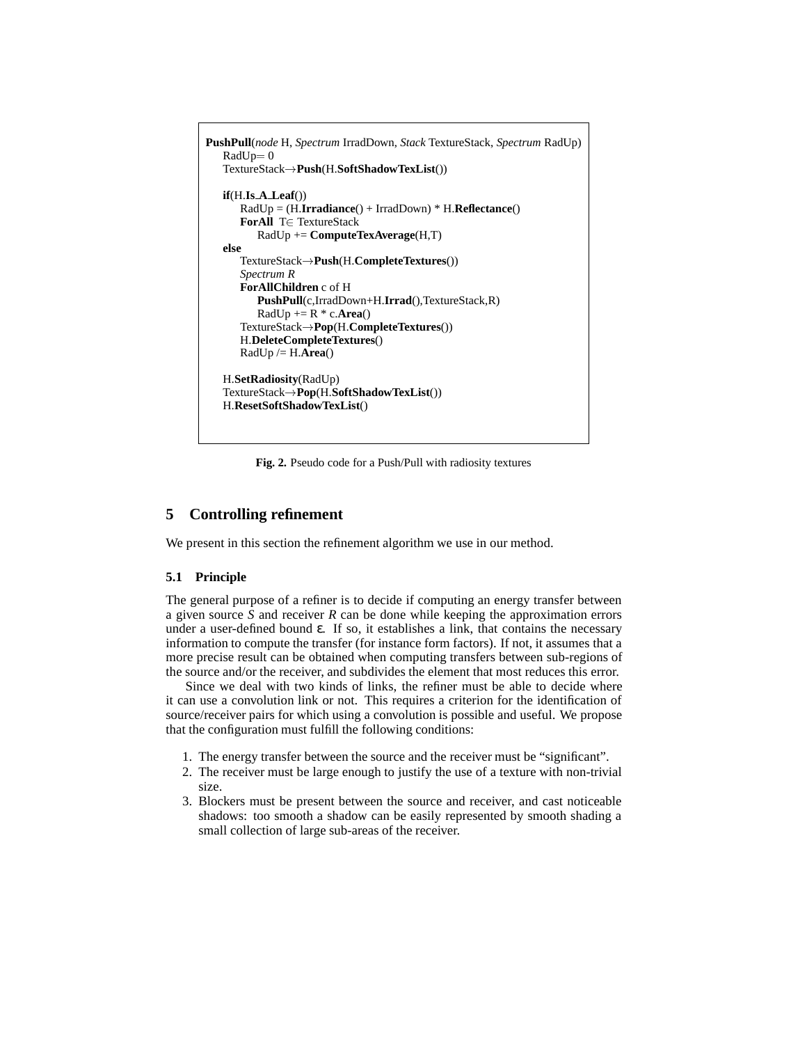```
PushPull(node H, Spectrum IrradDown, Stack TextureStack, Spectrum RadUp)
    RadUp= 0
    TextureStack→Push(H.SoftShadowTexList())

    if(H.Is_A_Leaf())
        RadUp = (H.Irradiance() + IrradDown) * H.Reflectance()
        ForAll T∈ TextureStack
            RadUp += ComputeTexAverage(H,T)
    else
        TextureStack→Push(H.CompleteTextures())
        Spectrum R
        ForAllChildren c of H
            PushPull(c,IrradDown+H.Irrad(),TextureStack,R)
            RadUp += R * c.Area()
        TextureStack→Pop(H.CompleteTextures())
        H.DeleteCompleteTextures()
        RadUp /= H.Area()

    H.SetRadiosity(RadUp)
    TextureStack→Pop(H.SoftShadowTexList())
    H.ResetSoftShadowTexList()
```

**Fig. 2.** Pseudo code for a Push/Pull with radiosity textures

## 5 Controlling refinement

We present in this section the refinement algorithm we use in our method.

### 5.1 Principle

The general purpose of a refiner is to decide if computing an energy transfer between a given source *S* and receiver *R* can be done while keeping the approximation errors under a user-defined bound $\varepsilon$. If so, it establishes a link, that contains the necessary information to compute the transfer (for instance form factors). If not, it assumes that a more precise result can be obtained when computing transfers between sub-regions of the source and/or the receiver, and subdivides the element that most reduces this error.

Since we deal with two kinds of links, the refiner must be able to decide where it can use a convolution link or not. This requires a criterion for the identification of source/receiver pairs for which using a convolution is possible and useful. We propose that the configuration must fulfill the following conditions:

1. The energy transfer between the source and the receiver must be "significant".
2. The receiver must be large enough to justify the use of a texture with non-trivial size.
3. Blockers must be present between the source and receiver, and cast noticeable shadows: too smooth a shadow can be easily represented by smooth shading a small collection of large sub-areas of the receiver.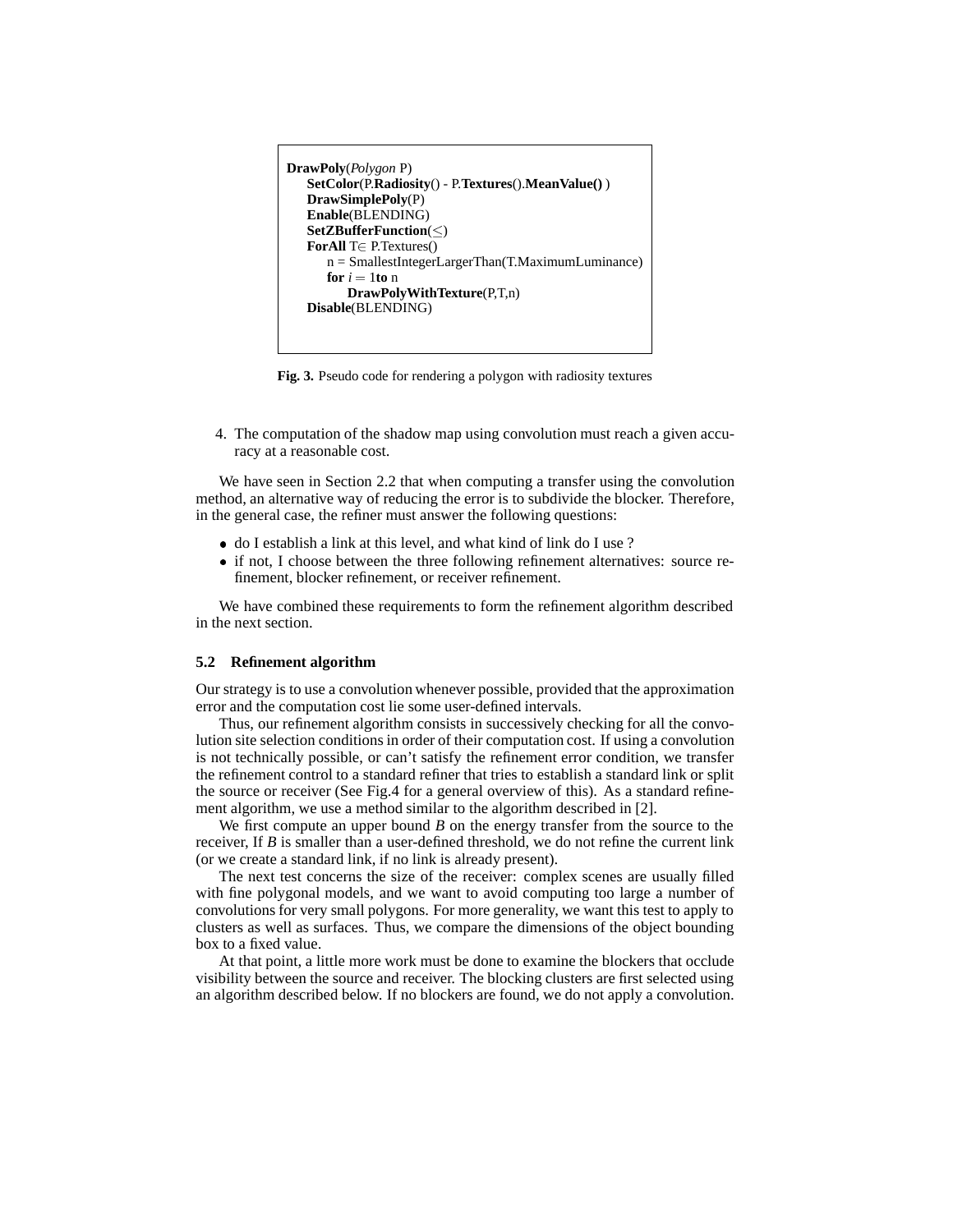```
DrawPoly(Polygon P)
    SetColor(P.Radiosity() - P.Textures().MeanValue() )
    DrawSimplePoly(P)
    Enable(BLENDING)
    SetZBufferFunction(≤)
    ForAll T∈ P.Textures()
        n = SmallestIntegerLargerThan(T.MaximumLuminance)
        for i = 1to n
            DrawPolyWithTexture(P,T,n)
    Disable(BLENDING)
```

**Fig. 3.** Pseudo code for rendering a polygon with radiosity textures

4. The computation of the shadow map using convolution must reach a given accuracy at a reasonable cost.

We have seen in Section 2.2 that when computing a transfer using the convolution method, an alternative way of reducing the error is to subdivide the blocker. Therefore, in the general case, the refiner must answer the following questions:

- do I establish a link at this level, and what kind of link do I use ?
- if not, I choose between the three following refinement alternatives: source refinement, blocker refinement, or receiver refinement.

We have combined these requirements to form the refinement algorithm described in the next section.

### 5.2 Refinement algorithm

Our strategy is to use a convolution whenever possible, provided that the approximation error and the computation cost lie some user-defined intervals.

Thus, our refinement algorithm consists in successively checking for all the convolution site selection conditions in order of their computation cost. If using a convolution is not technically possible, or can't satisfy the refinement error condition, we transfer the refinement control to a standard refiner that tries to establish a standard link or split the source or receiver (See Fig.4 for a general overview of this). As a standard refinement algorithm, we use a method similar to the algorithm described in [2].

We first compute an upper bound $B$ on the energy transfer from the source to the receiver, If $B$ is smaller than a user-defined threshold, we do not refine the current link (or we create a standard link, if no link is already present).

The next test concerns the size of the receiver: complex scenes are usually filled with fine polygonal models, and we want to avoid computing too large a number of convolutions for very small polygons. For more generality, we want this test to apply to clusters as well as surfaces. Thus, we compare the dimensions of the object bounding box to a fixed value.

At that point, a little more work must be done to examine the blockers that occlude visibility between the source and receiver. The blocking clusters are first selected using an algorithm described below. If no blockers are found, we do not apply a convolution.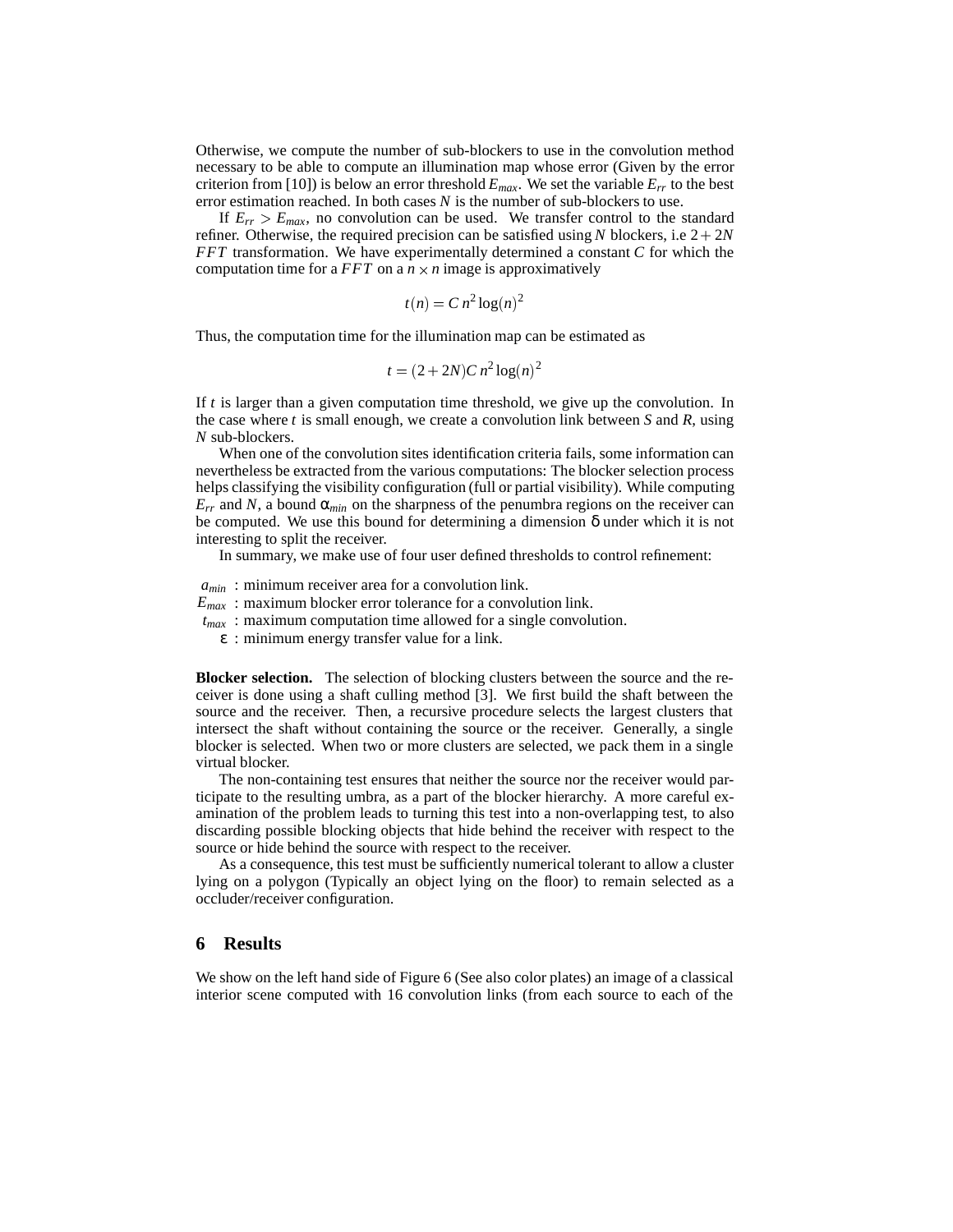Otherwise, we compute the number of sub-blockers to use in the convolution method necessary to be able to compute an illumination map whose error (Given by the error criterion from [10]) is below an error threshold $E_{max}$. We set the variable $E_{rr}$ to the best error estimation reached. In both cases $N$ is the number of sub-blockers to use.

If $E_{rr} > E_{max}$, no convolution can be used. We transfer control to the standard refiner. Otherwise, the required precision can be satisfied using $N$ blockers, i.e $2+2N$ $FFT$ transformation. We have experimentally determined a constant $C$ for which the computation time for a $FFT$ on a $n \times n$ image is approximatively

$$t(n) = C\, n^2 \log(n)^2$$

Thus, the computation time for the illumination map can be estimated as

$$t = (2+2N)C\, n^2 \log(n)^2$$

If $t$ is larger than a given computation time threshold, we give up the convolution. In the case where $t$ is small enough, we create a convolution link between $S$ and $R$, using $N$ sub-blockers.

When one of the convolution sites identification criteria fails, some information can nevertheless be extracted from the various computations: The blocker selection process helps classifying the visibility configuration (full or partial visibility). While computing $E_{rr}$ and $N$, a bound $\alpha_{min}$ on the sharpness of the penumbra regions on the receiver can be computed. We use this bound for determining a dimension $\delta$ under which it is not interesting to split the receiver.

In summary, we make use of four user defined thresholds to control refinement:

- $a_{min}$ : minimum receiver area for a convolution link.
- $E_{max}$ : maximum blocker error tolerance for a convolution link.
- $t_{max}$ : maximum computation time allowed for a single convolution.
- $\varepsilon$ : minimum energy transfer value for a link.

**Blocker selection.** The selection of blocking clusters between the source and the receiver is done using a shaft culling method [3]. We first build the shaft between the source and the receiver. Then, a recursive procedure selects the largest clusters that intersect the shaft without containing the source or the receiver. Generally, a single blocker is selected. When two or more clusters are selected, we pack them in a single virtual blocker.

The non-containing test ensures that neither the source nor the receiver would participate to the resulting umbra, as a part of the blocker hierarchy. A more careful examination of the problem leads to turning this test into a non-overlapping test, to also discarding possible blocking objects that hide behind the receiver with respect to the source or hide behind the source with respect to the receiver.

As a consequence, this test must be sufficiently numerical tolerant to allow a cluster lying on a polygon (Typically an object lying on the floor) to remain selected as a occluder/receiver configuration.

## 6 Results

We show on the left hand side of Figure 6 (See also color plates) an image of a classical interior scene computed with 16 convolution links (from each source to each of the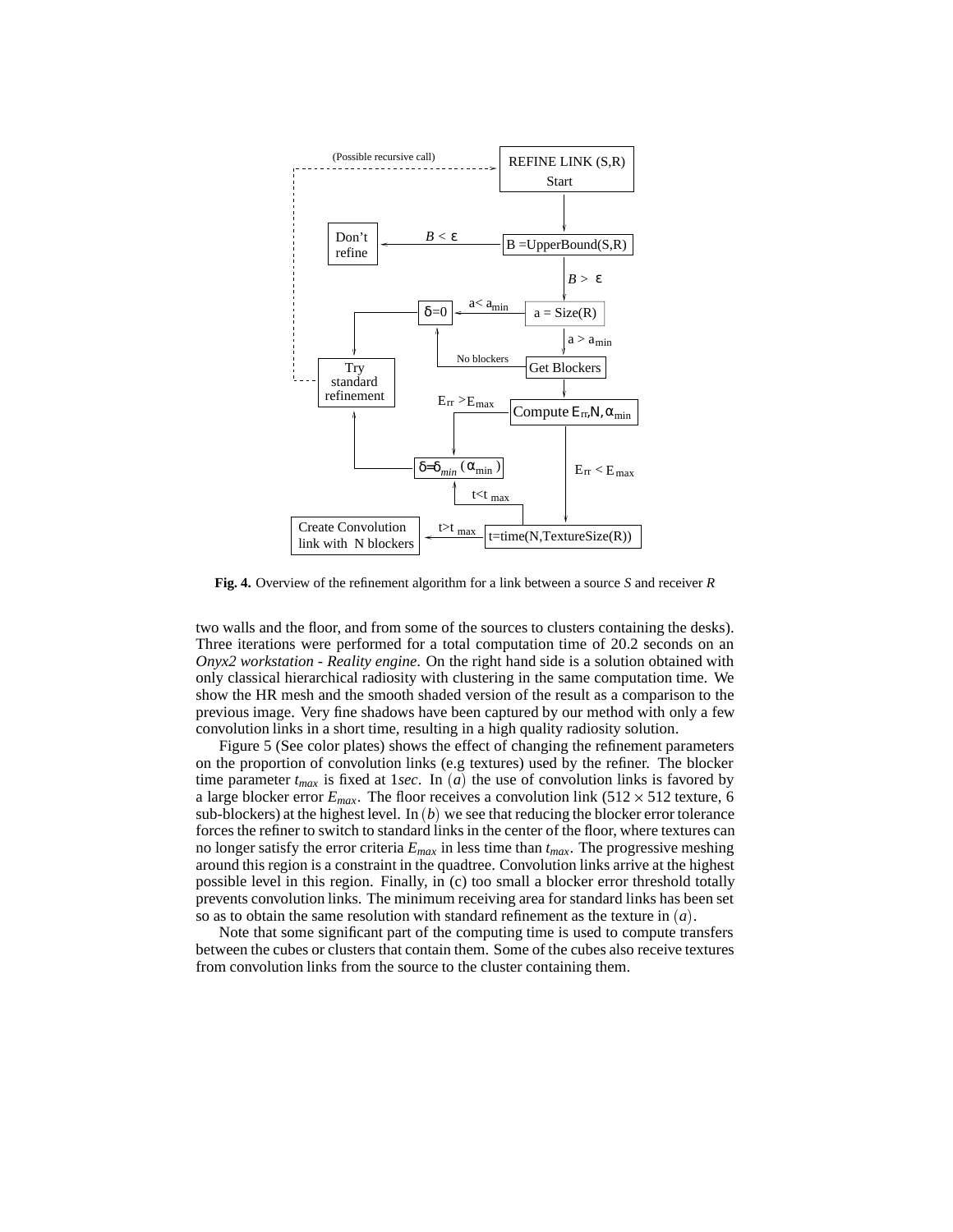**Fig. 4.** Overview of the refinement algorithm for a link between a source *S* and receiver *R*

two walls and the floor, and from some of the sources to clusters containing the desks). Three iterations were performed for a total computation time of 20.2 seconds on an *Onyx2 workstation - Reality engine*. On the right hand side is a solution obtained with only classical hierarchical radiosity with clustering in the same computation time. We show the HR mesh and the smooth shaded version of the result as a comparison to the previous image. Very fine shadows have been captured by our method with only a few convolution links in a short time, resulting in a high quality radiosity solution.

Figure 5 (See color plates) shows the effect of changing the refinement parameters on the proportion of convolution links (e.g textures) used by the refiner. The blocker time parameter $t_{max}$ is fixed at 1*sec*. In $(a)$ the use of convolution links is favored by a large blocker error $E_{max}$. The floor receives a convolution link ($512 \times 512$ texture, 6 sub-blockers) at the highest level. In $(b)$ we see that reducing the blocker error tolerance forces the refiner to switch to standard links in the center of the floor, where textures can no longer satisfy the error criteria $E_{max}$ in less time than $t_{max}$. The progressive meshing around this region is a constraint in the quadtree. Convolution links arrive at the highest possible level in this region. Finally, in (c) too small a blocker error threshold totally prevents convolution links. The minimum receiving area for standard links has been set so as to obtain the same resolution with standard refinement as the texture in $(a)$.

Note that some significant part of the computing time is used to compute transfers between the cubes or clusters that contain them. Some of the cubes also receive textures from convolution links from the source to the cluster containing them.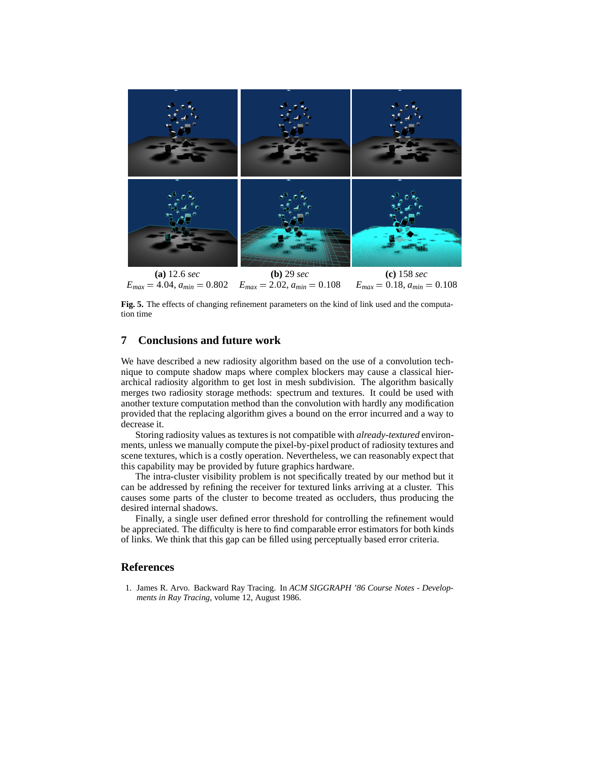**(a)** 12.6 *sec* $E_{max} = 4.04$, $a_{min} = 0.802$

**(b)** 29 *sec* $E_{max} = 2.02$, $a_{min} = 0.108$

**(c)** 158 *sec* $E_{max} = 0.18$, $a_{min} = 0.108$

**Fig. 5.** The effects of changing refinement parameters on the kind of link used and the computation time

## 7 Conclusions and future work

We have described a new radiosity algorithm based on the use of a convolution technique to compute shadow maps where complex blockers may cause a classical hierarchical radiosity algorithm to get lost in mesh subdivision. The algorithm basically merges two radiosity storage methods: spectrum and textures. It could be used with another texture computation method than the convolution with hardly any modification provided that the replacing algorithm gives a bound on the error incurred and a way to decrease it.

Storing radiosity values as textures is not compatible with *already-textured* environments, unless we manually compute the pixel-by-pixel product of radiosity textures and scene textures, which is a costly operation. Nevertheless, we can reasonably expect that this capability may be provided by future graphics hardware.

The intra-cluster visibility problem is not specifically treated by our method but it can be addressed by refining the receiver for textured links arriving at a cluster. This causes some parts of the cluster to become treated as occluders, thus producing the desired internal shadows.

Finally, a single user defined error threshold for controlling the refinement would be appreciated. The difficulty is here to find comparable error estimators for both kinds of links. We think that this gap can be filled using perceptually based error criteria.

## References

1. James R. Arvo. Backward Ray Tracing. In *ACM SIGGRAPH '86 Course Notes - Developments in Ray Tracing*, volume 12, August 1986.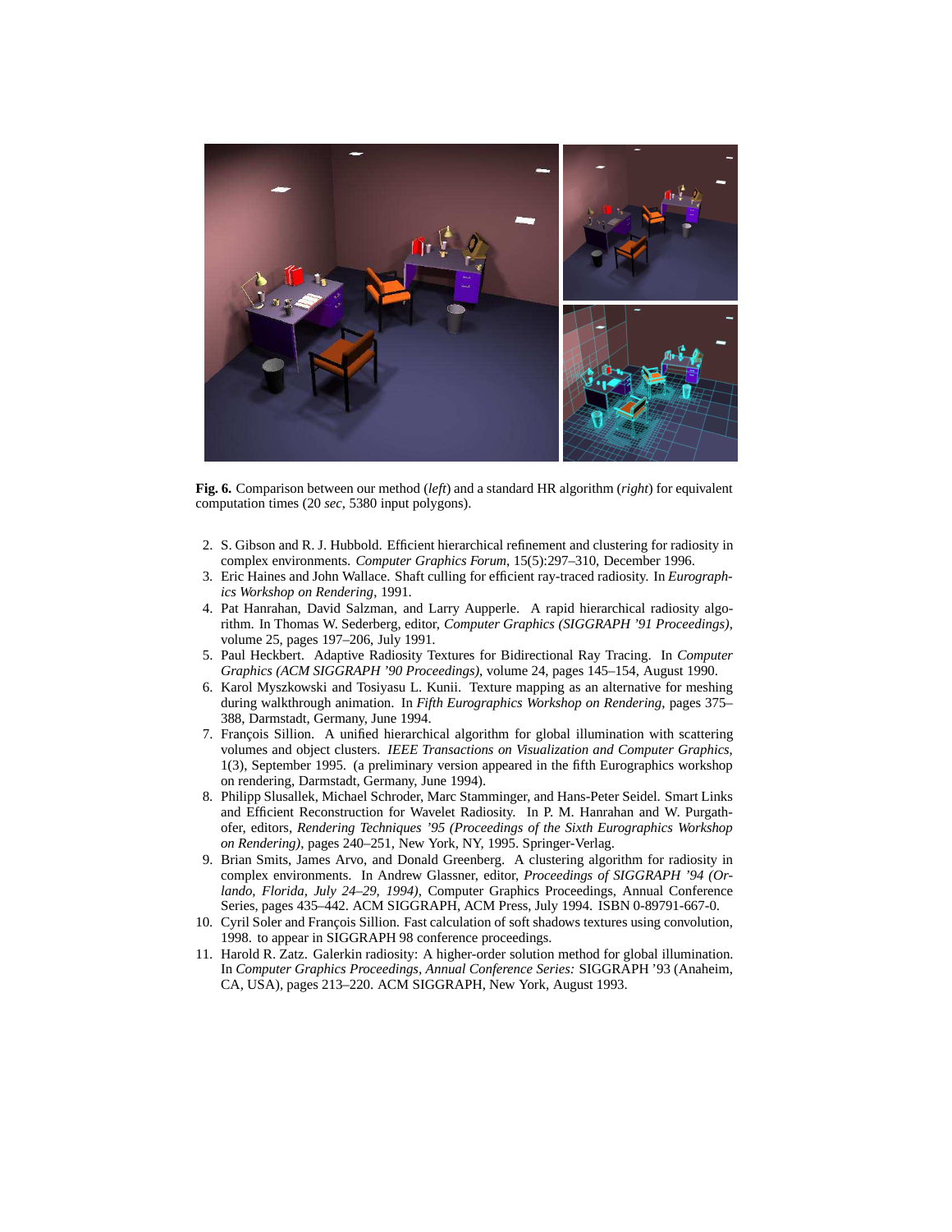**Fig. 6.** Comparison between our method (*left*) and a standard HR algorithm (*right*) for equivalent computation times (20 *sec*, 5380 input polygons).

2. S. Gibson and R. J. Hubbold. Efficient hierarchical refinement and clustering for radiosity in complex environments. *Computer Graphics Forum*, 15(5):297–310, December 1996.
3. Eric Haines and John Wallace. Shaft culling for efficient ray-traced radiosity. In *Eurographics Workshop on Rendering*, 1991.
4. Pat Hanrahan, David Salzman, and Larry Aupperle. A rapid hierarchical radiosity algorithm. In Thomas W. Sederberg, editor, *Computer Graphics (SIGGRAPH '91 Proceedings)*, volume 25, pages 197–206, July 1991.
5. Paul Heckbert. Adaptive Radiosity Textures for Bidirectional Ray Tracing. In *Computer Graphics (ACM SIGGRAPH '90 Proceedings)*, volume 24, pages 145–154, August 1990.
6. Karol Myszkowski and Tosiyasu L. Kunii. Texture mapping as an alternative for meshing during walkthrough animation. In *Fifth Eurographics Workshop on Rendering*, pages 375–388, Darmstadt, Germany, June 1994.
7. François Sillion. A unified hierarchical algorithm for global illumination with scattering volumes and object clusters. *IEEE Transactions on Visualization and Computer Graphics*, 1(3), September 1995. (a preliminary version appeared in the fifth Eurographics workshop on rendering, Darmstadt, Germany, June 1994).
8. Philipp Slusallek, Michael Schroder, Marc Stamminger, and Hans-Peter Seidel. Smart Links and Efficient Reconstruction for Wavelet Radiosity. In P. M. Hanrahan and W. Purgathofer, editors, *Rendering Techniques '95 (Proceedings of the Sixth Eurographics Workshop on Rendering)*, pages 240–251, New York, NY, 1995. Springer-Verlag.
9. Brian Smits, James Arvo, and Donald Greenberg. A clustering algorithm for radiosity in complex environments. In Andrew Glassner, editor, *Proceedings of SIGGRAPH '94 (Orlando, Florida, July 24–29, 1994)*, Computer Graphics Proceedings, Annual Conference Series, pages 435–442. ACM SIGGRAPH, ACM Press, July 1994. ISBN 0-89791-667-0.
10. Cyril Soler and François Sillion. Fast calculation of soft shadows textures using convolution, 1998. to appear in SIGGRAPH 98 conference proceedings.
11. Harold R. Zatz. Galerkin radiosity: A higher-order solution method for global illumination. In *Computer Graphics Proceedings, Annual Conference Series:* SIGGRAPH '93 (Anaheim, CA, USA), pages 213–220. ACM SIGGRAPH, New York, August 1993.